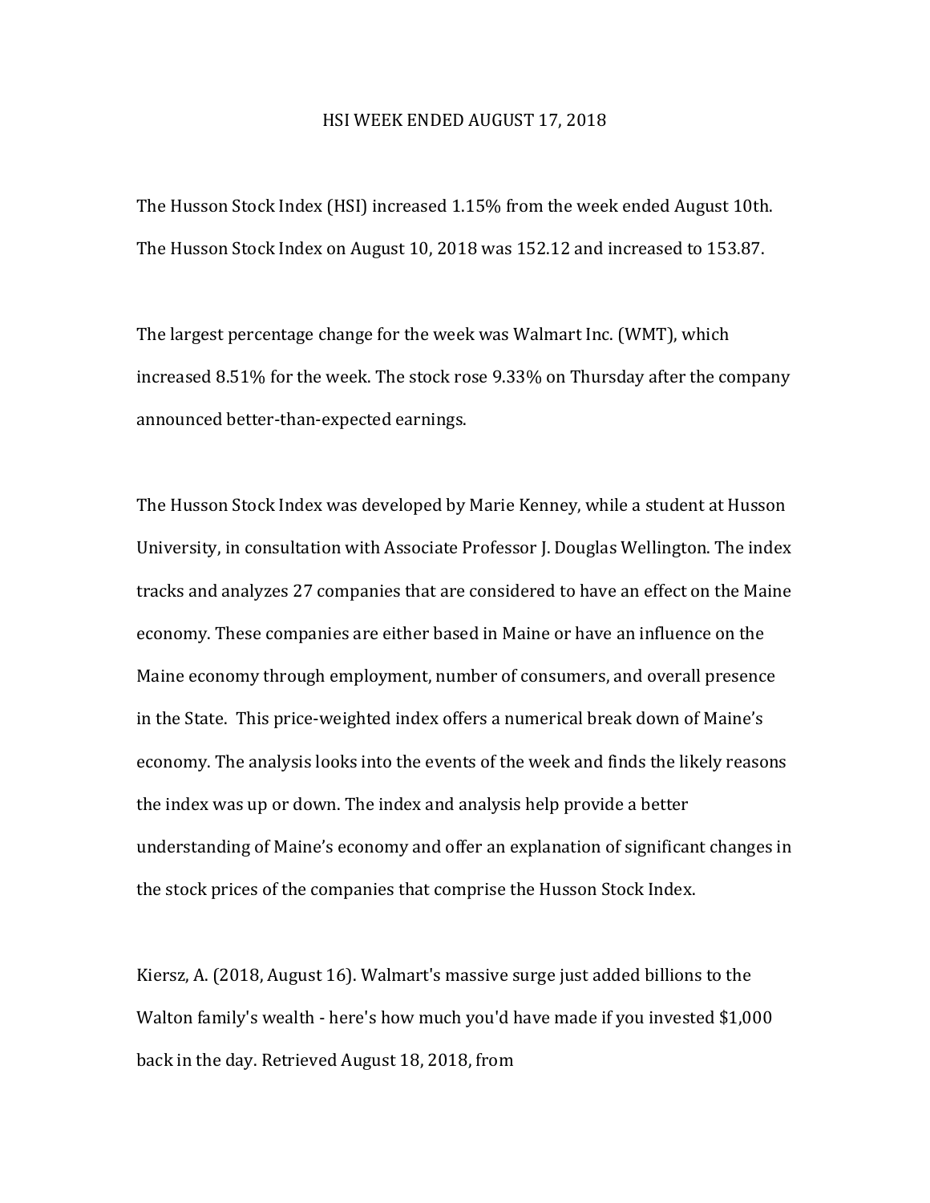# HSI WEEK ENDED AUGUST 17, 2018

The Husson Stock Index (HSI) increased 1.15% from the week ended August 10th. The Husson Stock Index on August 10, 2018 was 152.12 and increased to 153.87.

The largest percentage change for the week was Walmart Inc. (WMT), which increased 8.51% for the week. The stock rose 9.33% on Thursday after the company announced better-than-expected earnings.

The Husson Stock Index was developed by Marie Kenney, while a student at Husson University, in consultation with Associate Professor J. Douglas Wellington. The index tracks and analyzes 27 companies that are considered to have an effect on the Maine economy. These companies are either based in Maine or have an influence on the Maine economy through employment, number of consumers, and overall presence in the State. This price-weighted index offers a numerical break down of Maine's economy. The analysis looks into the events of the week and finds the likely reasons the index was up or down. The index and analysis help provide a better understanding of Maine's economy and offer an explanation of significant changes in the stock prices of the companies that comprise the Husson Stock Index.

Kiersz, A. (2018, August 16). Walmart's massive surge just added billions to the Walton family's wealth - here's how much you'd have made if you invested $1,000 back in the day. Retrieved August 18, 2018, from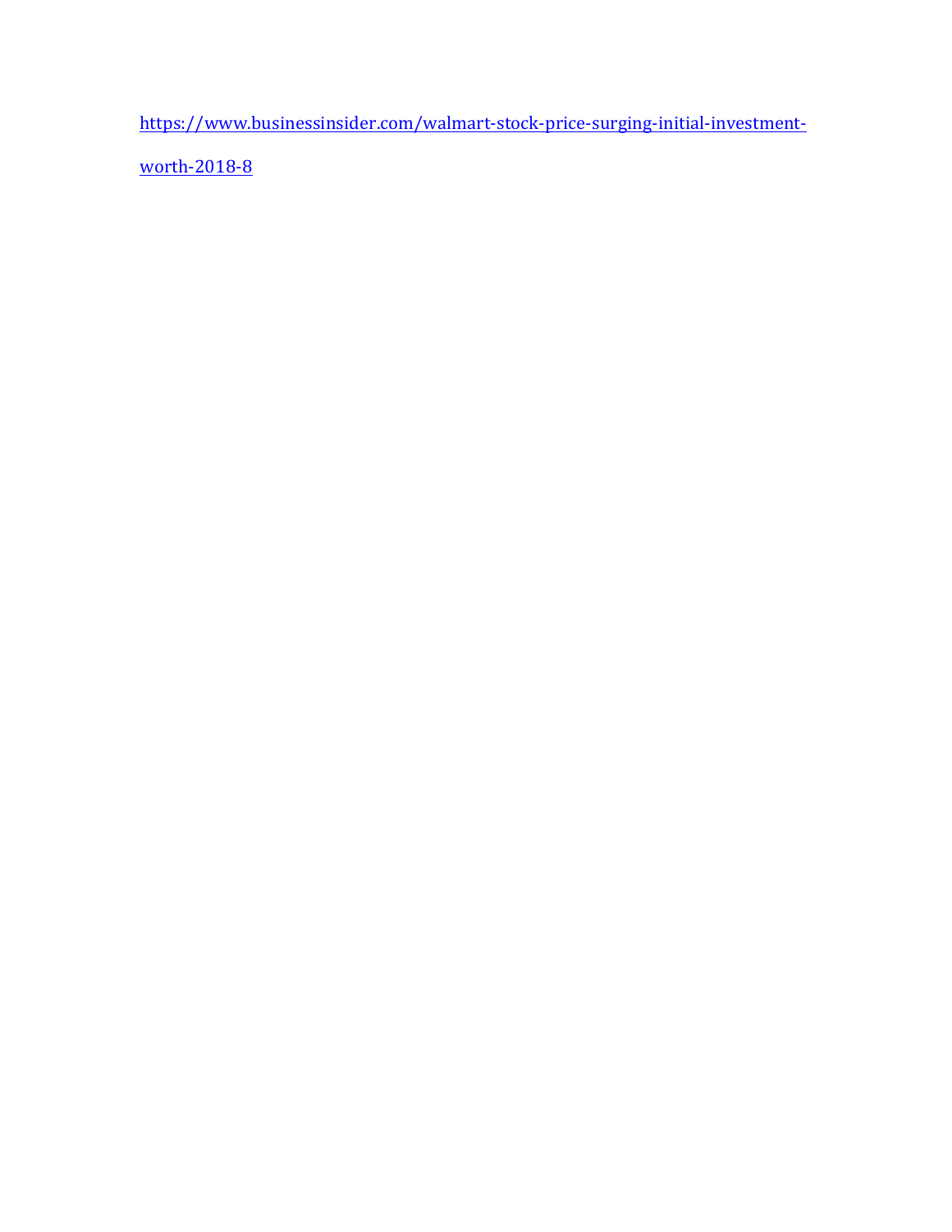https://www.businessinsider.com/walmart-stock-price-surging-initial-investment-worth-2018-8